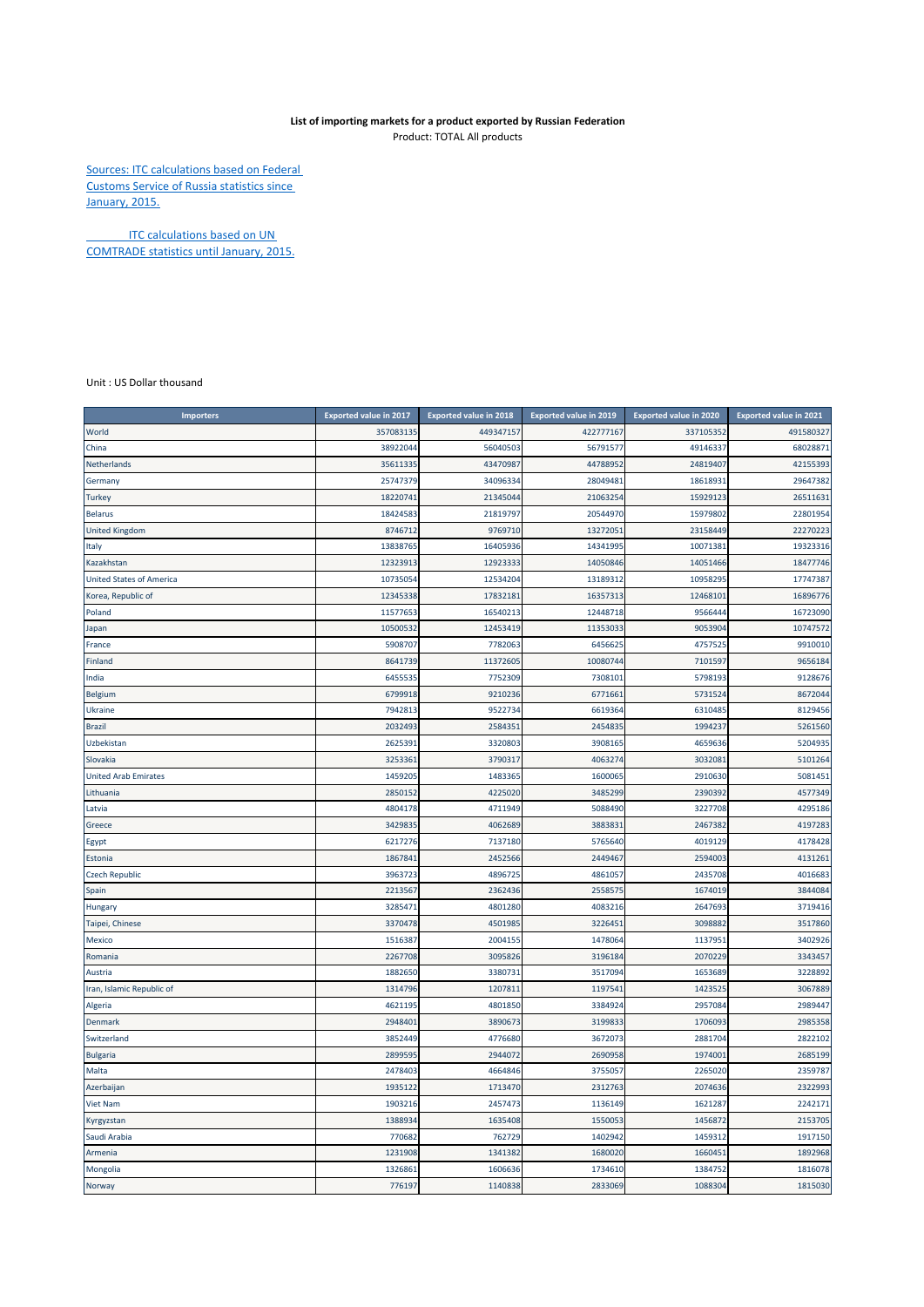**List of importing markets for a product exported by Russian Federation**

Product: TOTAL All products

Sources: ITC calculations based on Federal Customs Service of Russia statistics since January, 2015.

ITC calculations based on UN COMTRADE statistics until January, 2015.

Unit : US Dollar thousand

| Importers | Exported value in 2017 | Exported value in 2018 | Exported value in 2019 | Exported value in 2020 | Exported value in 2021 |
|---|---|---|---|---|---|
| World | 357083135 | 449347157 | 422777167 | 337105352 | 491580327 |
| China | 38922044 | 56040503 | 56791577 | 49146337 | 68028871 |
| Netherlands | 35611335 | 43470987 | 44788952 | 24819407 | 42155393 |
| Germany | 25747379 | 34096334 | 28049481 | 18618931 | 29647382 |
| Turkey | 18220741 | 21345044 | 21063254 | 15929123 | 26511631 |
| Belarus | 18424583 | 21819797 | 20544970 | 15979802 | 22801954 |
| United Kingdom | 8746712 | 9769710 | 13272051 | 23158449 | 22270223 |
| Italy | 13838765 | 16405936 | 14341995 | 10071381 | 19323316 |
| Kazakhstan | 12323913 | 12923333 | 14050846 | 14051466 | 18477746 |
| United States of America | 10735054 | 12534204 | 13189312 | 10958295 | 17747387 |
| Korea, Republic of | 12345338 | 17832181 | 16357313 | 12468101 | 16896776 |
| Poland | 11577653 | 16540213 | 12448718 | 9566444 | 16723090 |
| Japan | 10500532 | 12453419 | 11353033 | 9053904 | 10747572 |
| France | 5908707 | 7782063 | 6456625 | 4757525 | 9910010 |
| Finland | 8641739 | 11372605 | 10080744 | 7101597 | 9656184 |
| India | 6455535 | 7752309 | 7308101 | 5798193 | 9128676 |
| Belgium | 6799918 | 9210236 | 6771661 | 5731524 | 8672044 |
| Ukraine | 7942813 | 9522734 | 6619364 | 6310485 | 8129456 |
| Brazil | 2032493 | 2584351 | 2454835 | 1994237 | 5261560 |
| Uzbekistan | 2625391 | 3320803 | 3908165 | 4659636 | 5204935 |
| Slovakia | 3253361 | 3790317 | 4063274 | 3032081 | 5101264 |
| United Arab Emirates | 1459205 | 1483365 | 1600065 | 2910630 | 5081451 |
| Lithuania | 2850152 | 4225020 | 3485299 | 2390392 | 4577349 |
| Latvia | 4804178 | 4711949 | 5088490 | 3227708 | 4295186 |
| Greece | 3429835 | 4062689 | 3883831 | 2467382 | 4197283 |
| Egypt | 6217276 | 7137180 | 5765640 | 4019129 | 4178428 |
| Estonia | 1867841 | 2452566 | 2449467 | 2594003 | 4131261 |
| Czech Republic | 3963723 | 4896725 | 4861057 | 2435708 | 4016683 |
| Spain | 2213567 | 2362436 | 2558575 | 1674019 | 3844084 |
| Hungary | 3285471 | 4801280 | 4083216 | 2647693 | 3719416 |
| Taipei, Chinese | 3370478 | 4501985 | 3226451 | 3098882 | 3517860 |
| Mexico | 1516387 | 2004155 | 1478064 | 1137951 | 3402926 |
| Romania | 2267708 | 3095826 | 3196184 | 2070229 | 3343457 |
| Austria | 1882650 | 3380731 | 3517094 | 1653689 | 3228892 |
| Iran, Islamic Republic of | 1314796 | 1207811 | 1197541 | 1423525 | 3067889 |
| Algeria | 4621195 | 4801850 | 3384924 | 2957084 | 2989447 |
| Denmark | 2948401 | 3890673 | 3199833 | 1706093 | 2985358 |
| Switzerland | 3852449 | 4776680 | 3672073 | 2881704 | 2822102 |
| Bulgaria | 2899595 | 2944072 | 2690958 | 1974001 | 2685199 |
| Malta | 2478403 | 4664846 | 3755057 | 2265020 | 2359787 |
| Azerbaijan | 1935122 | 1713470 | 2312763 | 2074636 | 2322993 |
| Viet Nam | 1903216 | 2457473 | 1136149 | 1621287 | 2242171 |
| Kyrgyzstan | 1388934 | 1635408 | 1550053 | 1456872 | 2153705 |
| Saudi Arabia | 770682 | 762729 | 1402942 | 1459312 | 1917150 |
| Armenia | 1231908 | 1341382 | 1680020 | 1660451 | 1892968 |
| Mongolia | 1326861 | 1606636 | 1734610 | 1384752 | 1816078 |
| Norway | 776197 | 1140838 | 2833069 | 1088304 | 1815030 |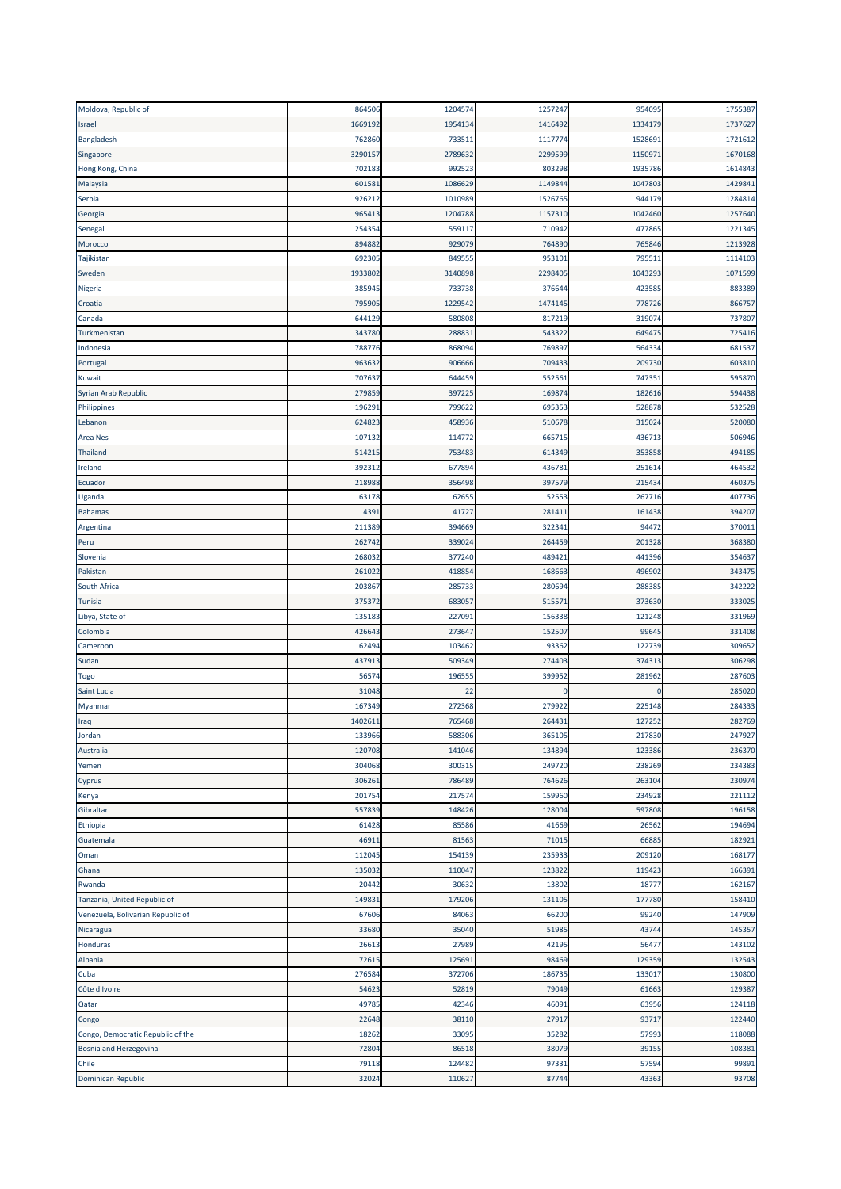| Moldova, Republic of | 864506 | 1204574 | 1257247 | 954095 | 1755387 |
|---|---|---|---|---|---|
| Israel | 1669192 | 1954134 | 1416492 | 1334179 | 1737627 |
| Bangladesh | 762860 | 733511 | 1117774 | 1528691 | 1721612 |
| Singapore | 3290157 | 2789632 | 2299599 | 1150971 | 1670168 |
| Hong Kong, China | 702183 | 992523 | 803298 | 1935786 | 1614843 |
| Malaysia | 601581 | 1086629 | 1149844 | 1047803 | 1429841 |
| Serbia | 926212 | 1010989 | 1526765 | 944179 | 1284814 |
| Georgia | 965413 | 1204788 | 1157310 | 1042460 | 1257640 |
| Senegal | 254354 | 559117 | 710942 | 477865 | 1221345 |
| Morocco | 894882 | 929079 | 764890 | 765846 | 1213928 |
| Tajikistan | 692305 | 849555 | 953101 | 795511 | 1114103 |
| Sweden | 1933802 | 3140898 | 2298405 | 1043293 | 1071599 |
| Nigeria | 385945 | 733738 | 376644 | 423585 | 883389 |
| Croatia | 795905 | 1229542 | 1474145 | 778726 | 866757 |
| Canada | 644129 | 580808 | 817219 | 319074 | 737807 |
| Turkmenistan | 343780 | 288831 | 543322 | 649475 | 725416 |
| Indonesia | 788776 | 868094 | 769897 | 564334 | 681537 |
| Portugal | 963632 | 906666 | 709433 | 209730 | 603810 |
| Kuwait | 707637 | 644459 | 552561 | 747351 | 595870 |
| Syrian Arab Republic | 279859 | 397225 | 169874 | 182616 | 594438 |
| Philippines | 196291 | 799622 | 695353 | 528878 | 532528 |
| Lebanon | 624823 | 458936 | 510678 | 315024 | 520080 |
| Area Nes | 107132 | 114772 | 665715 | 436713 | 506946 |
| Thailand | 514215 | 753483 | 614349 | 353858 | 494185 |
| Ireland | 392312 | 677894 | 436781 | 251614 | 464532 |
| Ecuador | 218988 | 356498 | 397579 | 215434 | 460375 |
| Uganda | 63178 | 62655 | 52553 | 267716 | 407736 |
| Bahamas | 4391 | 41727 | 281411 | 161438 | 394207 |
| Argentina | 211389 | 394669 | 322341 | 94472 | 370011 |
| Peru | 262742 | 339024 | 264459 | 201328 | 368380 |
| Slovenia | 268032 | 377240 | 489421 | 441396 | 354637 |
| Pakistan | 261022 | 418854 | 168663 | 496902 | 343475 |
| South Africa | 203867 | 285733 | 280694 | 288385 | 342222 |
| Tunisia | 375372 | 683057 | 515571 | 373630 | 333025 |
| Libya, State of | 135183 | 227091 | 156338 | 121248 | 331969 |
| Colombia | 426643 | 273647 | 152507 | 99645 | 331408 |
| Cameroon | 62494 | 103462 | 93362 | 122739 | 309652 |
| Sudan | 437913 | 509349 | 274403 | 374313 | 306298 |
| Togo | 56574 | 196555 | 399952 | 281962 | 287603 |
| Saint Lucia | 31048 | 22 | 0 | 0 | 285020 |
| Myanmar | 167349 | 272368 | 279922 | 225148 | 284333 |
| Iraq | 1402611 | 765468 | 264431 | 127252 | 282769 |
| Jordan | 133966 | 588306 | 365105 | 217830 | 247927 |
| Australia | 120708 | 141046 | 134894 | 123386 | 236370 |
| Yemen | 304068 | 300315 | 249720 | 238269 | 234383 |
| Cyprus | 306261 | 786489 | 764626 | 263104 | 230974 |
| Kenya | 201754 | 217574 | 159960 | 234928 | 221112 |
| Gibraltar | 557839 | 148426 | 128004 | 597808 | 196158 |
| Ethiopia | 61428 | 85586 | 41669 | 26562 | 194694 |
| Guatemala | 46911 | 81563 | 71015 | 66885 | 182921 |
| Oman | 112045 | 154139 | 235933 | 209120 | 168177 |
| Ghana | 135032 | 110047 | 123822 | 119423 | 166391 |
| Rwanda | 20442 | 30632 | 13802 | 18777 | 162167 |
| Tanzania, United Republic of | 149831 | 179206 | 131105 | 177780 | 158410 |
| Venezuela, Bolivarian Republic of | 67606 | 84063 | 66200 | 99240 | 147909 |
| Nicaragua | 33680 | 35040 | 51985 | 43744 | 145357 |
| Honduras | 26613 | 27989 | 42195 | 56477 | 143102 |
| Albania | 72615 | 125691 | 98469 | 129359 | 132543 |
| Cuba | 276584 | 372706 | 186735 | 133017 | 130800 |
| Côte d'Ivoire | 54623 | 52819 | 79049 | 61663 | 129387 |
| Qatar | 49785 | 42346 | 46091 | 63956 | 124118 |
| Congo | 22648 | 38110 | 27917 | 93717 | 122440 |
| Congo, Democratic Republic of the | 18262 | 33095 | 35282 | 57993 | 118088 |
| Bosnia and Herzegovina | 72804 | 86518 | 38079 | 39155 | 108381 |
| Chile | 79118 | 124482 | 97331 | 57594 | 99891 |
| Dominican Republic | 32024 | 110627 | 87744 | 43363 | 93708 |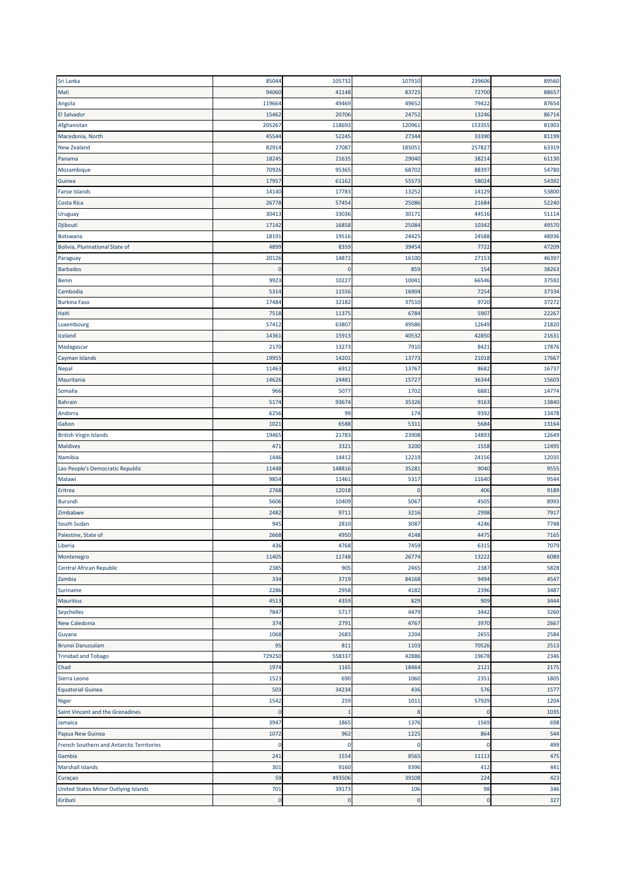| Sri Lanka | 85044 | 105732 | 107910 | 239606 | 89560 |
|---|---|---|---|---|---|
| Mali | 94060 | 41148 | 83725 | 72700 | 88657 |
| Angola | 119664 | 49469 | 49652 | 79422 | 87654 |
| El Salvador | 15462 | 20706 | 24752 | 13246 | 86714 |
| Afghanistan | 205267 | 118693 | 120961 | 153355 | 81903 |
| Macedonia, North | 45544 | 52245 | 27344 | 33390 | 81199 |
| New Zealand | 82914 | 27087 | 185051 | 257827 | 63319 |
| Panama | 18245 | 21635 | 29040 | 38214 | 61130 |
| Mozambique | 70926 | 95365 | 68702 | 88397 | 54780 |
| Guinea | 17957 | 61162 | 55573 | 58024 | 54392 |
| Faroe Islands | 14140 | 17783 | 13252 | 14129 | 53800 |
| Costa Rica | 26778 | 57454 | 25086 | 21684 | 52240 |
| Uruguay | 30413 | 33036 | 30171 | 44516 | 51114 |
| Djibouti | 17142 | 16858 | 25084 | 10342 | 49570 |
| Botswana | 18191 | 19516 | 24425 | 24588 | 48936 |
| Bolivia, Plurinational State of | 4899 | 8359 | 39454 | 7722 | 47209 |
| Paraguay | 20126 | 14872 | 16100 | 27153 | 46397 |
| Barbados | 0 | 0 | 859 | 154 | 38263 |
| Benin | 9923 | 10227 | 10041 | 66546 | 37592 |
| Cambodia | 5314 | 11556 | 16904 | 7254 | 37334 |
| Burkina Faso | 17484 | 32182 | 37510 | 9720 | 37272 |
| Haiti | 7518 | 11375 | 6784 | 5907 | 22267 |
| Luxembourg | 57412 | 63807 | 49586 | 12649 | 21820 |
| Iceland | 14361 | 15913 | 40532 | 42850 | 21631 |
| Madagascar | 2170 | 13273 | 7910 | 8421 | 17876 |
| Cayman Islands | 19955 | 14201 | 13773 | 21018 | 17667 |
| Nepal | 11463 | 6912 | 13767 | 8682 | 16737 |
| Mauritania | 14626 | 24481 | 15727 | 36344 | 15603 |
| Somalia | 966 | 5077 | 1702 | 6881 | 14774 |
| Bahrain | 5174 | 93674 | 35326 | 9163 | 13840 |
| Andorra | 6256 | 99 | 174 | 9392 | 13478 |
| Gabon | 1021 | 6588 | 5311 | 5684 | 13164 |
| British Virgin Islands | 19465 | 21783 | 23908 | 14893 | 12649 |
| Maldives | 471 | 3321 | 3200 | 1558 | 12495 |
| Namibia | 1446 | 14412 | 12219 | 24156 | 12035 |
| Lao People's Democratic Republic | 11448 | 148816 | 35281 | 9040 | 9555 |
| Malawi | 9854 | 11461 | 5317 | 11640 | 9544 |
| Eritrea | 2768 | 12018 | 0 | 406 | 9189 |
| Burundi | 5606 | 10409 | 5067 | 4505 | 8993 |
| Zimbabwe | 2482 | 9711 | 3216 | 2998 | 7917 |
| South Sudan | 945 | 2810 | 3087 | 4246 | 7748 |
| Palestine, State of | 2668 | 4950 | 4148 | 4475 | 7165 |
| Liberia | 436 | 4768 | 7459 | 6315 | 7079 |
| Montenegro | 11405 | 11748 | 26774 | 13222 | 6089 |
| Central African Republic | 2385 | 905 | 2465 | 2387 | 5828 |
| Zambia | 334 | 3719 | 84168 | 9494 | 4547 |
| Suriname | 2286 | 2958 | 4182 | 2396 | 3487 |
| Mauritius | 4513 | 4359 | 829 | 909 | 3444 |
| Seychelles | 7847 | 5717 | 4479 | 3442 | 3260 |
| New Caledonia | 374 | 2791 | 4767 | 3970 | 2667 |
| Guyana | 1068 | 2683 | 2204 | 2655 | 2584 |
| Brunei Darussalam | 95 | 811 | 1103 | 70526 | 2513 |
| Trinidad and Tobago | 729250 | 558337 | 42886 | 19678 | 2346 |
| Chad | 1974 | 1165 | 18464 | 2121 | 2175 |
| Sierra Leone | 1523 | 690 | 1060 | 2351 | 1805 |
| Equatorial Guinea | 503 | 34234 | 436 | 576 | 1577 |
| Niger | 1542 | 259 | 1011 | 57929 | 1204 |
| Saint Vincent and the Grenadines | 0 | 1 | 8 | 0 | 1035 |
| Jamaica | 3947 | 1865 | 1376 | 1569 | 698 |
| Papua New Guinea | 1072 | 962 | 1225 | 864 | 544 |
| French Southern and Antarctic Territories | 0 | 0 | 0 | 0 | 499 |
| Gambia | 241 | 1554 | 8565 | 11113 | 475 |
| Marshall Islands | 301 | 9160 | 9396 | 412 | 441 |
| Curaçao | 59 | 493506 | 39108 | 224 | 423 |
| United States Minor Outlying Islands | 701 | 39173 | 106 | 98 | 346 |
| Kiribati | 0 | 0 | 0 | 0 | 327 |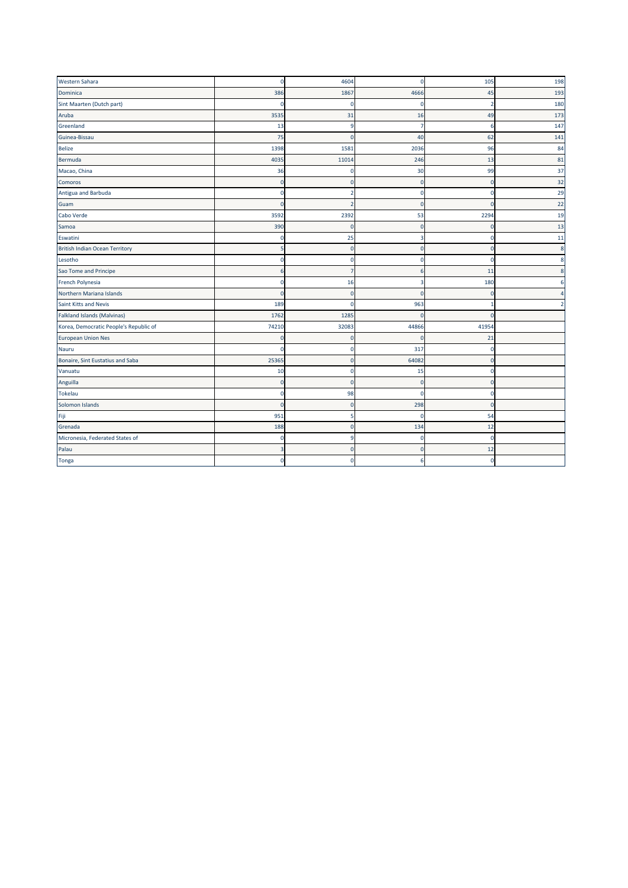| | | | | | |
|---|---|---|---|---|---|
| Western Sahara | 0 | 4604 | 0 | 105 | 198 |
| Dominica | 386 | 1867 | 4666 | 45 | 193 |
| Sint Maarten (Dutch part) | 0 | 0 | 0 | 2 | 180 |
| Aruba | 3535 | 31 | 16 | 49 | 173 |
| Greenland | 13 | 9 | 7 | 6 | 147 |
| Guinea-Bissau | 75 | 0 | 40 | 62 | 141 |
| Belize | 1398 | 1581 | 2036 | 96 | 84 |
| Bermuda | 4035 | 11014 | 246 | 13 | 81 |
| Macao, China | 36 | 0 | 30 | 99 | 37 |
| Comoros | 0 | 0 | 0 | 0 | 32 |
| Antigua and Barbuda | 0 | 2 | 0 | 0 | 29 |
| Guam | 0 | 2 | 0 | 0 | 22 |
| Cabo Verde | 3592 | 2392 | 53 | 2294 | 19 |
| Samoa | 390 | 0 | 0 | 0 | 13 |
| Eswatini | 0 | 25 | 3 | 0 | 11 |
| British Indian Ocean Territory | 5 | 0 | 0 | 0 | 8 |
| Lesotho | 0 | 0 | 0 | 0 | 8 |
| Sao Tome and Principe | 6 | 7 | 6 | 11 | 8 |
| French Polynesia | 0 | 16 | 3 | 180 | 6 |
| Northern Mariana Islands | 0 | 0 | 0 | 0 | 4 |
| Saint Kitts and Nevis | 189 | 0 | 963 | 1 | 2 |
| Falkland Islands (Malvinas) | 1762 | 1285 | 0 | 0 | |
| Korea, Democratic People's Republic of | 74210 | 32083 | 44866 | 41954 | |
| European Union Nes | 0 | 0 | 0 | 21 | |
| Nauru | 0 | 0 | 317 | 0 | |
| Bonaire, Sint Eustatius and Saba | 25365 | 0 | 64082 | 0 | |
| Vanuatu | 10 | 0 | 15 | 0 | |
| Anguilla | 0 | 0 | 0 | 0 | |
| Tokelau | 0 | 98 | 0 | 0 | |
| Solomon Islands | 0 | 0 | 298 | 0 | |
| Fiji | 951 | 5 | 0 | 54 | |
| Grenada | 188 | 0 | 134 | 12 | |
| Micronesia, Federated States of | 0 | 9 | 0 | 0 | |
| Palau | 3 | 0 | 0 | 12 | |
| Tonga | 0 | 0 | 6 | 0 | |